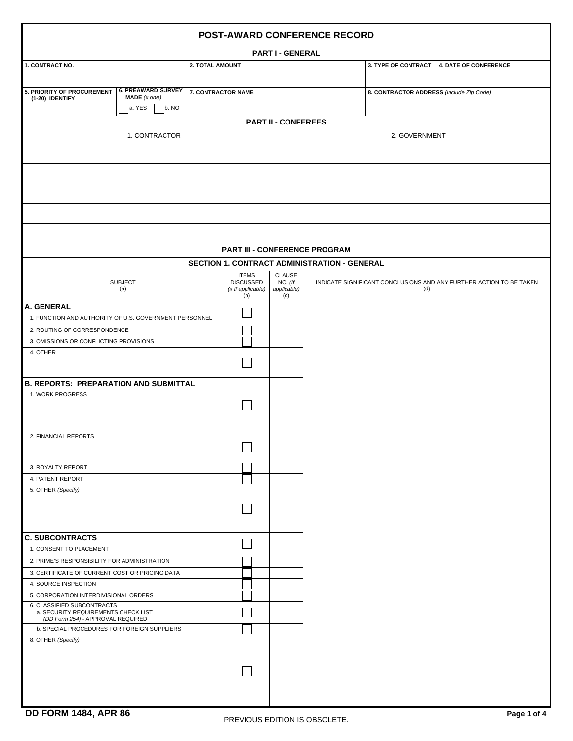# POST-AWARD CONFERENCE RECORD

## PART I - GENERAL

| 1. CONTRACT NO. | 2. TOTAL AMOUNT | 3. TYPE OF CONTRACT | 4. DATE OF CONFERENCE |
|---|---|---|---|
| | | | |

| 5. PRIORITY OF PROCUREMENT (1-20) IDENTIFY | 6. PREAWARD SURVEY MADE *(x one)* | 7. CONTRACTOR NAME | 8. CONTRACTOR ADDRESS *(Include Zip Code)* |
|---|---|---|---|
| | ☐ a. YES ☐ b. NO | | |

## PART II - CONFEREES

| 1. CONTRACTOR | 2. GOVERNMENT |
|---|---|
| | |
| | |
| | |
| | |
| | |

## PART III - CONFERENCE PROGRAM

### SECTION 1. CONTRACT ADMINISTRATION - GENERAL

| SUBJECT (a) | ITEMS DISCUSSED *(x if applicable)* (b) | CLAUSE NO. *(If applicable)* (c) | INDICATE SIGNIFICANT CONCLUSIONS AND ANY FURTHER ACTION TO BE TAKEN (d) |
|---|---|---|---|
| **A. GENERAL** | | | |
| 1. FUNCTION AND AUTHORITY OF U.S. GOVERNMENT PERSONNEL | ☐ | | |
| 2. ROUTING OF CORRESPONDENCE | ☐ | | |
| 3. OMISSIONS OR CONFLICTING PROVISIONS | ☐ | | |
| 4. OTHER | ☐ | | |
| **B. REPORTS: PREPARATION AND SUBMITTAL** | | | |
| 1. WORK PROGRESS | ☐ | | |
| 2. FINANCIAL REPORTS | ☐ | | |
| 3. ROYALTY REPORT | ☐ | | |
| 4. PATENT REPORT | ☐ | | |
| 5. OTHER *(Specify)* | ☐ | | |
| **C. SUBCONTRACTS** | | | |
| 1. CONSENT TO PLACEMENT | ☐ | | |
| 2. PRIME'S RESPONSIBILITY FOR ADMINISTRATION | ☐ | | |
| 3. CERTIFICATE OF CURRENT COST OR PRICING DATA | ☐ | | |
| 4. SOURCE INSPECTION | ☐ | | |
| 5. CORPORATION INTERDIVISIONAL ORDERS | ☐ | | |
| 6. CLASSIFIED SUBCONTRACTS a. SECURITY REQUIREMENTS CHECK LIST *(DD Form 254)* - APPROVAL REQUIRED | ☐ | | |
| b. SPECIAL PROCEDURES FOR FOREIGN SUPPLIERS | ☐ | | |
| 8. OTHER *(Specify)* | ☐ | | |

DD FORM 1484, APR 86

PREVIOUS EDITION IS OBSOLETE.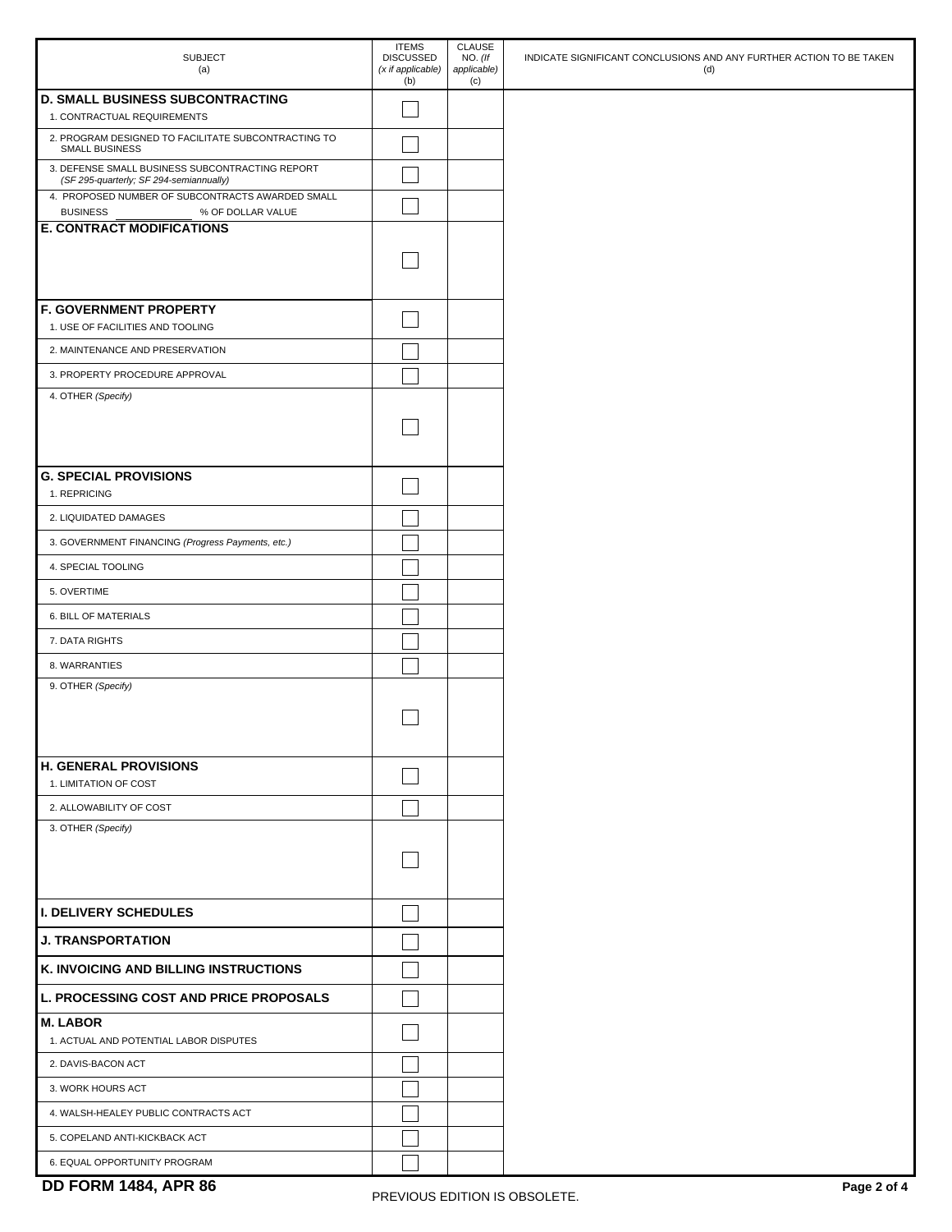| SUBJECT (a) | ITEMS DISCUSSED (x if applicable) (b) | CLAUSE NO. (If applicable) (c) | INDICATE SIGNIFICANT CONCLUSIONS AND ANY FURTHER ACTION TO BE TAKEN (d) |
|---|---|---|---|
| **D. SMALL BUSINESS SUBCONTRACTING** | | | |
| 1. CONTRACTUAL REQUIREMENTS | ☐ | | |
| 2. PROGRAM DESIGNED TO FACILITATE SUBCONTRACTING TO SMALL BUSINESS | ☐ | | |
| 3. DEFENSE SMALL BUSINESS SUBCONTRACTING REPORT *(SF 295-quarterly; SF 294-semiannually)* | ☐ | | |
| 4. PROPOSED NUMBER OF SUBCONTRACTS AWARDED SMALL BUSINESS ____________ % OF DOLLAR VALUE | ☐ | | |
| **E. CONTRACT MODIFICATIONS** | ☐ | | |
| **F. GOVERNMENT PROPERTY** | | | |
| 1. USE OF FACILITIES AND TOOLING | ☐ | | |
| 2. MAINTENANCE AND PRESERVATION | ☐ | | |
| 3. PROPERTY PROCEDURE APPROVAL | ☐ | | |
| 4. OTHER *(Specify)* | ☐ | | |
| **G. SPECIAL PROVISIONS** | | | |
| 1. REPRICING | ☐ | | |
| 2. LIQUIDATED DAMAGES | ☐ | | |
| 3. GOVERNMENT FINANCING *(Progress Payments, etc.)* | ☐ | | |
| 4. SPECIAL TOOLING | ☐ | | |
| 5. OVERTIME | ☐ | | |
| 6. BILL OF MATERIALS | ☐ | | |
| 7. DATA RIGHTS | ☐ | | |
| 8. WARRANTIES | ☐ | | |
| 9. OTHER *(Specify)* | ☐ | | |
| **H. GENERAL PROVISIONS** | | | |
| 1. LIMITATION OF COST | ☐ | | |
| 2. ALLOWABILITY OF COST | ☐ | | |
| 3. OTHER *(Specify)* | ☐ | | |
| **I. DELIVERY SCHEDULES** | ☐ | | |
| **J. TRANSPORTATION** | ☐ | | |
| **K. INVOICING AND BILLING INSTRUCTIONS** | ☐ | | |
| **L. PROCESSING COST AND PRICE PROPOSALS** | ☐ | | |
| **M. LABOR** | | | |
| 1. ACTUAL AND POTENTIAL LABOR DISPUTES | ☐ | | |
| 2. DAVIS-BACON ACT | ☐ | | |
| 3. WORK HOURS ACT | ☐ | | |
| 4. WALSH-HEALEY PUBLIC CONTRACTS ACT | ☐ | | |
| 5. COPELAND ANTI-KICKBACK ACT | ☐ | | |
| 6. EQUAL OPPORTUNITY PROGRAM | ☐ | | |

**DD FORM 1484, APR 86** PREVIOUS EDITION IS OBSOLETE.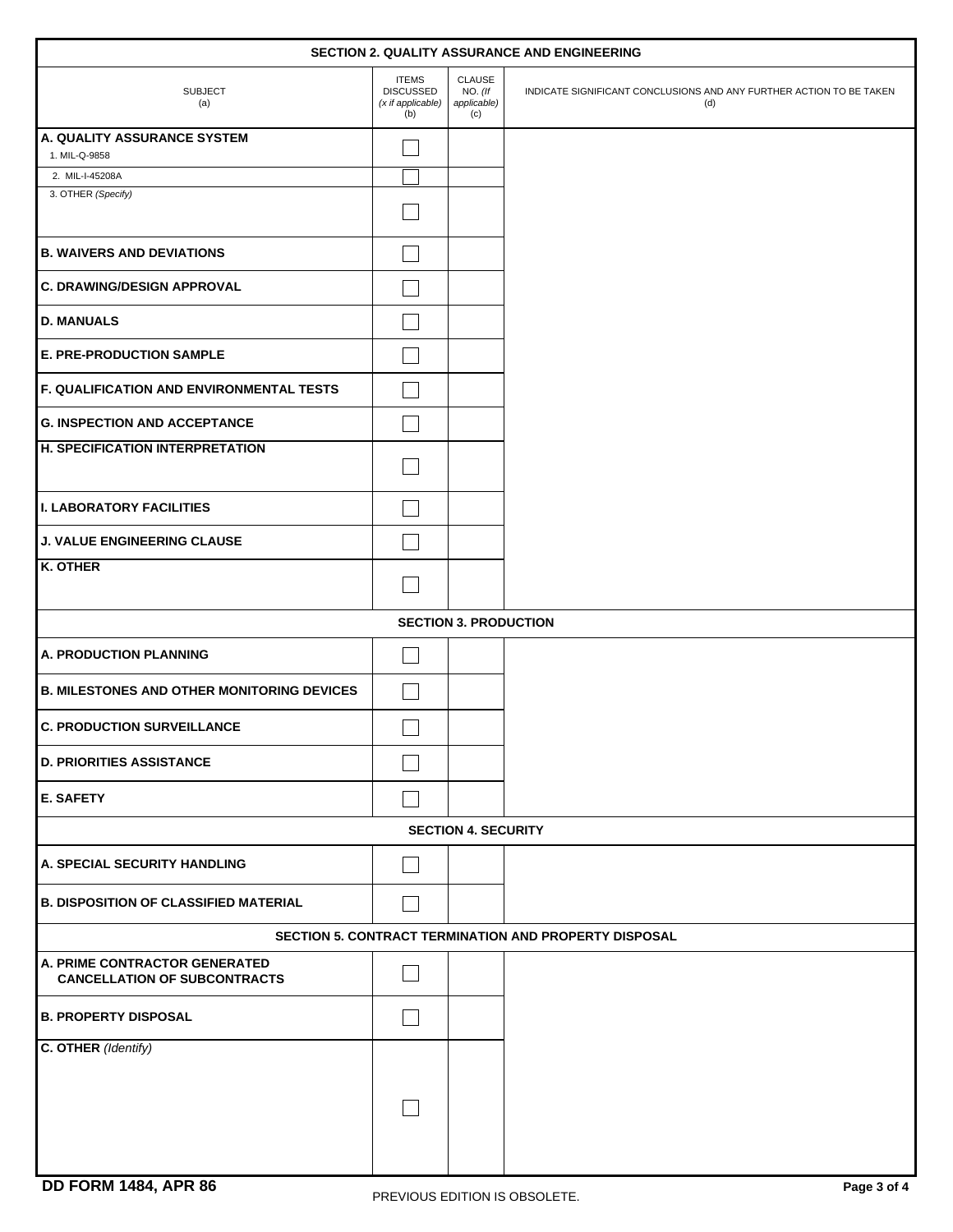| SECTION 2. QUALITY ASSURANCE AND ENGINEERING | | | |
|---|---|---|---|
| SUBJECT (a) | ITEMS DISCUSSED *(x if applicable)* (b) | CLAUSE NO. *(If applicable)* (c) | INDICATE SIGNIFICANT CONCLUSIONS AND ANY FURTHER ACTION TO BE TAKEN (d) |
| **A. QUALITY ASSURANCE SYSTEM** 1. MIL-Q-9858 | ☐ | | |
| 2. MIL-I-45208A | ☐ | | |
| 3. OTHER *(Specify)* | ☐ | | |
| **B. WAIVERS AND DEVIATIONS** | ☐ | | |
| **C. DRAWING/DESIGN APPROVAL** | ☐ | | |
| **D. MANUALS** | ☐ | | |
| **E. PRE-PRODUCTION SAMPLE** | ☐ | | |
| **F. QUALIFICATION AND ENVIRONMENTAL TESTS** | ☐ | | |
| **G. INSPECTION AND ACCEPTANCE** | ☐ | | |
| **H. SPECIFICATION INTERPRETATION** | ☐ | | |
| **I. LABORATORY FACILITIES** | ☐ | | |
| **J. VALUE ENGINEERING CLAUSE** | ☐ | | |
| **K. OTHER** | ☐ | | |
| **SECTION 3. PRODUCTION** | | | |
| **A. PRODUCTION PLANNING** | ☐ | | |
| **B. MILESTONES AND OTHER MONITORING DEVICES** | ☐ | | |
| **C. PRODUCTION SURVEILLANCE** | ☐ | | |
| **D. PRIORITIES ASSISTANCE** | ☐ | | |
| **E. SAFETY** | ☐ | | |
| **SECTION 4. SECURITY** | | | |
| **A. SPECIAL SECURITY HANDLING** | ☐ | | |
| **B. DISPOSITION OF CLASSIFIED MATERIAL** | ☐ | | |
| **SECTION 5. CONTRACT TERMINATION AND PROPERTY DISPOSAL** | | | |
| **A. PRIME CONTRACTOR GENERATED CANCELLATION OF SUBCONTRACTS** | ☐ | | |
| **B. PROPERTY DISPOSAL** | ☐ | | |
| **C. OTHER** *(Identify)* | ☐ | | |

**DD FORM 1484, APR 86**

PREVIOUS EDITION IS OBSOLETE.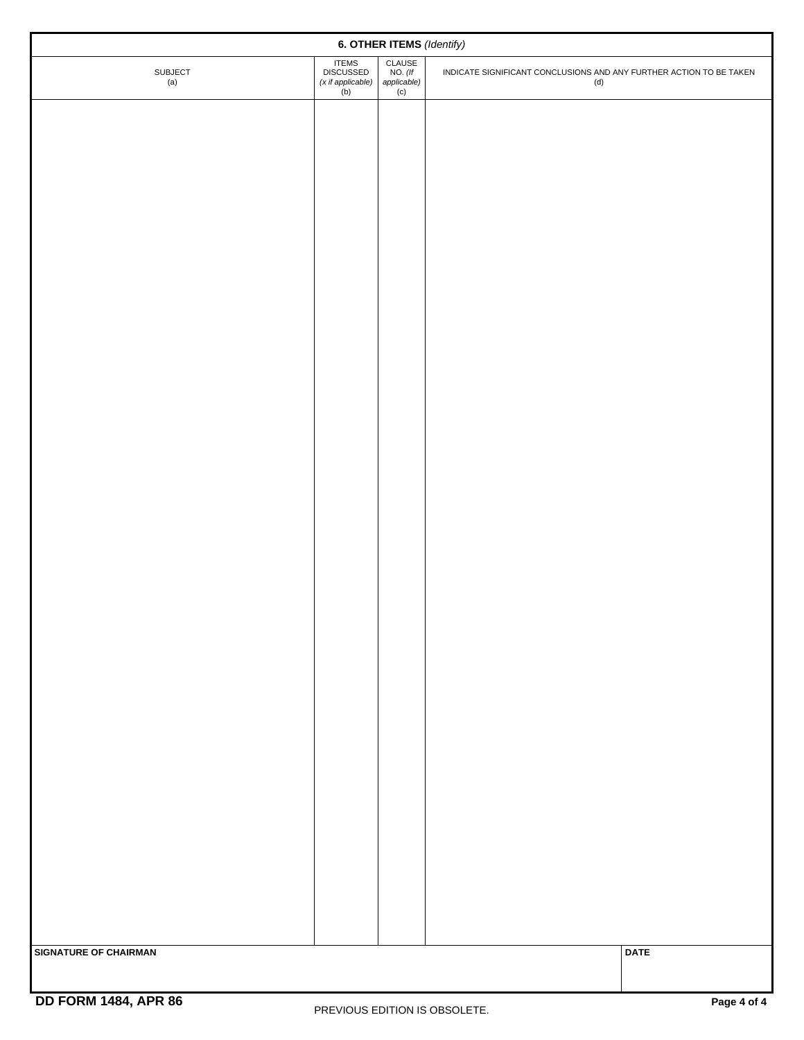## 6. OTHER ITEMS *(Identify)*

| SUBJECT (a) | ITEMS DISCUSSED *(x if applicable)* (b) | CLAUSE NO. *(If applicable)* (c) | INDICATE SIGNIFICANT CONCLUSIONS AND ANY FURTHER ACTION TO BE TAKEN (d) |
|---|---|---|---|
| | | | |

| SIGNATURE OF CHAIRMAN | DATE |
|---|---|
| | |

**DD FORM 1484, APR 86**

PREVIOUS EDITION IS OBSOLETE.